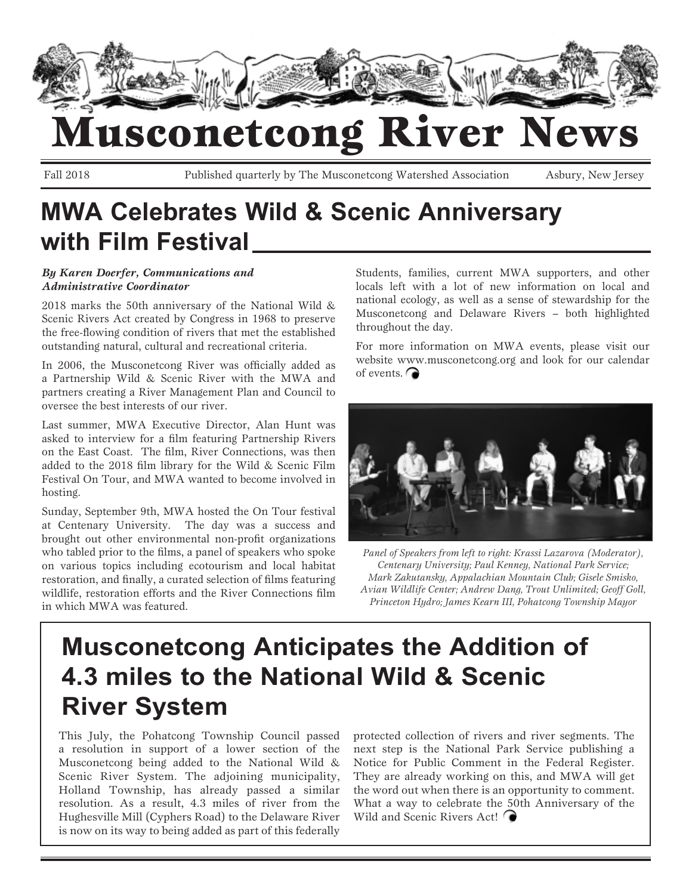# Musconetcong River News

Fall 2018 — Published quarterly by The Musconetcong Watershed Association — Asbury, New Jersey

## MWA Celebrates Wild & Scenic Anniversary with Film Festival

***By Karen Doerfer, Communications and Administrative Coordinator***

2018 marks the 50th anniversary of the National Wild & Scenic Rivers Act created by Congress in 1968 to preserve the free-flowing condition of rivers that met the established outstanding natural, cultural and recreational criteria.

In 2006, the Musconetcong River was officially added as a Partnership Wild & Scenic River with the MWA and partners creating a River Management Plan and Council to oversee the best interests of our river.

Last summer, MWA Executive Director, Alan Hunt was asked to interview for a film featuring Partnership Rivers on the East Coast. The film, River Connections, was then added to the 2018 film library for the Wild & Scenic Film Festival On Tour, and MWA wanted to become involved in hosting.

Sunday, September 9th, MWA hosted the On Tour festival at Centenary University. The day was a success and brought out other environmental non-profit organizations who tabled prior to the films, a panel of speakers who spoke on various topics including ecotourism and local habitat restoration, and finally, a curated selection of films featuring wildlife, restoration efforts and the River Connections film in which MWA was featured.

Students, families, current MWA supporters, and other locals left with a lot of new information on local and national ecology, as well as a sense of stewardship for the Musconetcong and Delaware Rivers – both highlighted throughout the day.

For more information on MWA events, please visit our website www.musconetcong.org and look for our calendar of events.

*Panel of Speakers from left to right: Krassi Lazarova (Moderator), Centenary University; Paul Kenney, National Park Service; Mark Zakutansky, Appalachian Mountain Club; Gisele Smisko, Avian Wildlife Center; Andrew Dang, Trout Unlimited; Geoff Goll, Princeton Hydro; James Kearn III, Pohatcong Township Mayor*

## Musconetcong Anticipates the Addition of 4.3 miles to the National Wild & Scenic River System

This July, the Pohatcong Township Council passed a resolution in support of a lower section of the Musconetcong being added to the National Wild & Scenic River System. The adjoining municipality, Holland Township, has already passed a similar resolution. As a result, 4.3 miles of river from the Hughesville Mill (Cyphers Road) to the Delaware River is now on its way to being added as part of this federally protected collection of rivers and river segments. The next step is the National Park Service publishing a Notice for Public Comment in the Federal Register. They are already working on this, and MWA will get the word out when there is an opportunity to comment. What a way to celebrate the 50th Anniversary of the Wild and Scenic Rivers Act!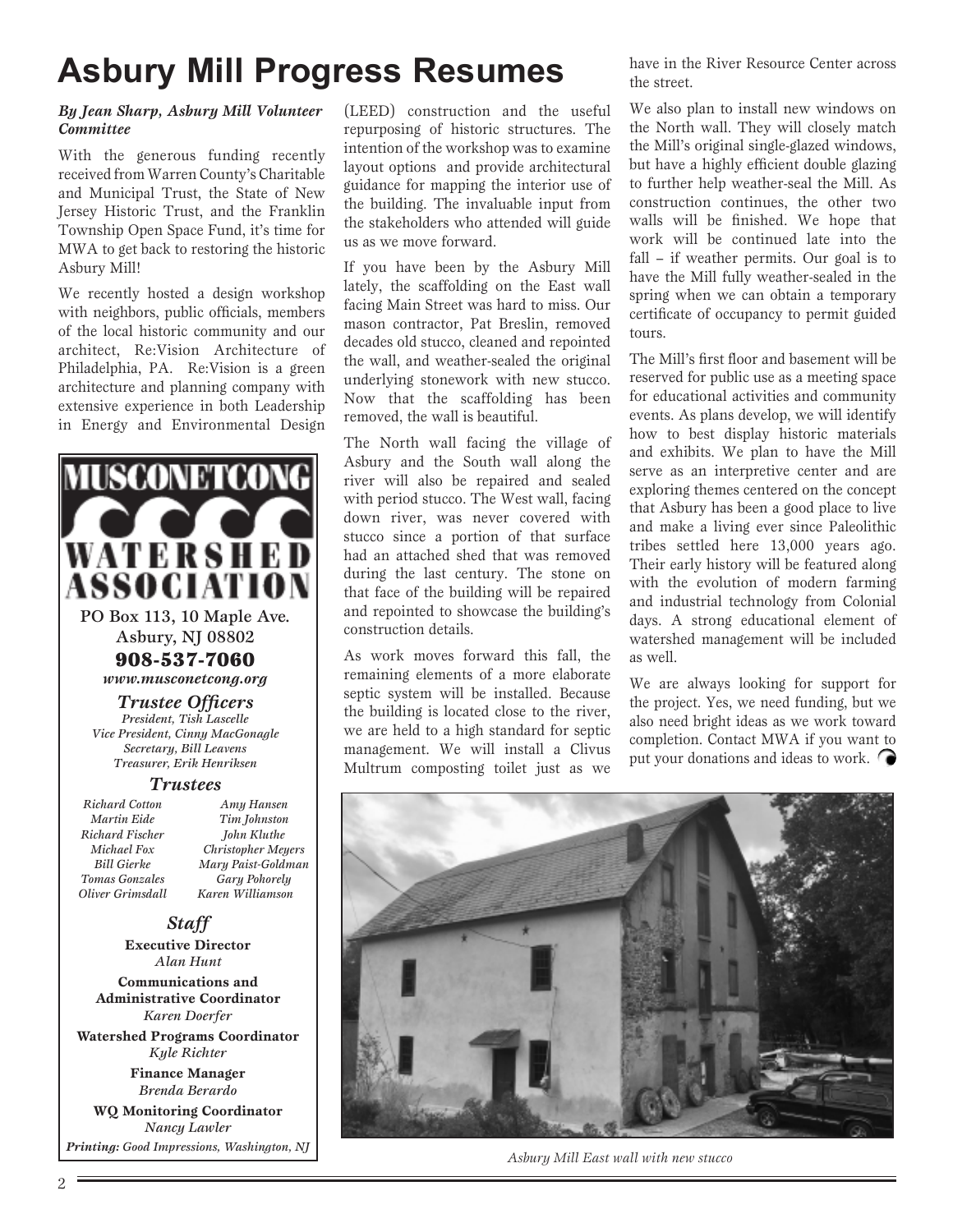# Asbury Mill Progress Resumes

***By Jean Sharp, Asbury Mill Volunteer Committee***

With the generous funding recently received from Warren County's Charitable and Municipal Trust, the State of New Jersey Historic Trust, and the Franklin Township Open Space Fund, it's time for MWA to get back to restoring the historic Asbury Mill!

We recently hosted a design workshop with neighbors, public officials, members of the local historic community and our architect, Re:Vision Architecture of Philadelphia, PA. Re:Vision is a green architecture and planning company with extensive experience in both Leadership in Energy and Environmental Design (LEED) construction and the useful repurposing of historic structures. The intention of the workshop was to examine layout options and provide architectural guidance for mapping the interior use of the building. The invaluable input from the stakeholders who attended will guide us as we move forward.

If you have been by the Asbury Mill lately, the scaffolding on the East wall facing Main Street was hard to miss. Our mason contractor, Pat Breslin, removed decades old stucco, cleaned and repointed the wall, and weather-sealed the original underlying stonework with new stucco. Now that the scaffolding has been removed, the wall is beautiful.

The North wall facing the village of Asbury and the South wall along the river will also be repaired and sealed with period stucco. The West wall, facing down river, was never covered with stucco since a portion of that surface had an attached shed that was removed during the last century. The stone on that face of the building will be repaired and repointed to showcase the building's construction details.

As work moves forward this fall, the remaining elements of a more elaborate septic system will be installed. Because the building is located close to the river, we are held to a high standard for septic management. We will install a Clivus Multrum composting toilet just as we have in the River Resource Center across the street.

We also plan to install new windows on the North wall. They will closely match the Mill's original single-glazed windows, but have a highly efficient double glazing to further help weather-seal the Mill. As construction continues, the other two walls will be finished. We hope that work will be continued late into the fall – if weather permits. Our goal is to have the Mill fully weather-sealed in the spring when we can obtain a temporary certificate of occupancy to permit guided tours.

The Mill's first floor and basement will be reserved for public use as a meeting space for educational activities and community events. As plans develop, we will identify how to best display historic materials and exhibits. We plan to have the Mill serve as an interpretive center and are exploring themes centered on the concept that Asbury has been a good place to live and make a living ever since Paleolithic tribes settled here 13,000 years ago. Their early history will be featured along with the evolution of modern farming and industrial technology from Colonial days. A strong educational element of watershed management will be included as well.

We are always looking for support for the project. Yes, we need funding, but we also need bright ideas as we work toward completion. Contact MWA if you want to put your donations and ideas to work.

*Asbury Mill East wall with new stucco*

---

**MUSCONETCONG WATERSHED ASSOCIATION**

**PO Box 113, 10 Maple Ave.**
**Asbury, NJ 08802**
**908-537-7060**
***www.musconetcong.org***

### *Trustee Officers*

*President, Tish Lascelle*
*Vice President, Cinny MacGonagle*
*Secretary, Bill Leavens*
*Treasurer, Erik Henriksen*

### *Trustees*

*Richard Cotton*
*Martin Eide*
*Richard Fischer*
*Michael Fox*
*Bill Gierke*
*Tomas Gonzales*
*Oliver Grimsdall*
*Amy Hansen*
*Tim Johnston*
*John Kluthe*
*Christopher Meyers*
*Mary Paist-Goldman*
*Gary Pohorely*
*Karen Williamson*

### *Staff*

**Executive Director**
*Alan Hunt*

**Communications and Administrative Coordinator**
*Karen Doerfer*

**Watershed Programs Coordinator**
*Kyle Richter*

**Finance Manager**
*Brenda Berardo*

**WQ Monitoring Coordinator**
*Nancy Lawler*

***Printing:** Good Impressions, Washington, NJ*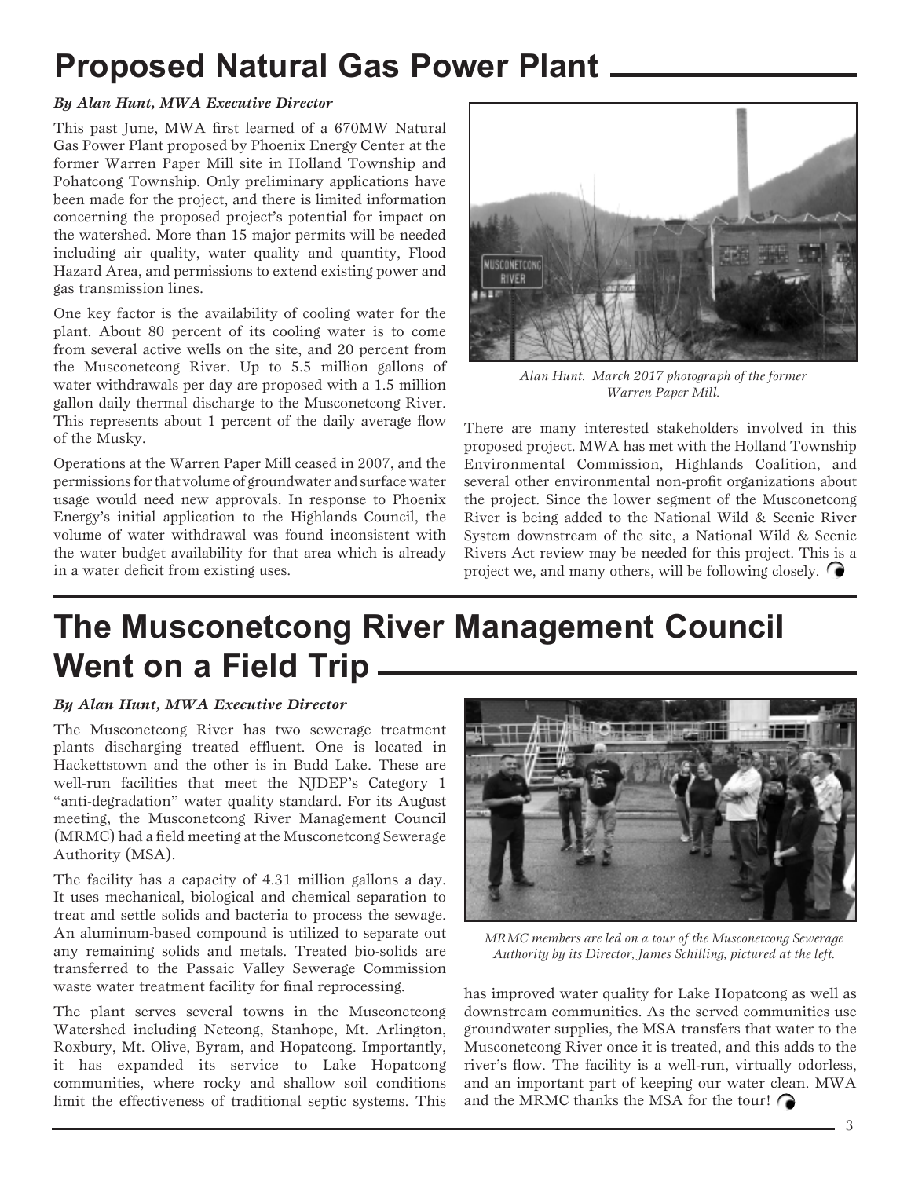# Proposed Natural Gas Power Plant

***By Alan Hunt, MWA Executive Director***

This past June, MWA first learned of a 670MW Natural Gas Power Plant proposed by Phoenix Energy Center at the former Warren Paper Mill site in Holland Township and Pohatcong Township. Only preliminary applications have been made for the project, and there is limited information concerning the proposed project's potential for impact on the watershed. More than 15 major permits will be needed including air quality, water quality and quantity, Flood Hazard Area, and permissions to extend existing power and gas transmission lines.

One key factor is the availability of cooling water for the plant. About 80 percent of its cooling water is to come from several active wells on the site, and 20 percent from the Musconetcong River. Up to 5.5 million gallons of water withdrawals per day are proposed with a 1.5 million gallon daily thermal discharge to the Musconetcong River. This represents about 1 percent of the daily average flow of the Musky.

Operations at the Warren Paper Mill ceased in 2007, and the permissions for that volume of groundwater and surface water usage would need new approvals. In response to Phoenix Energy's initial application to the Highlands Council, the volume of water withdrawal was found inconsistent with the water budget availability for that area which is already in a water deficit from existing uses.

*Alan Hunt. March 2017 photograph of the former Warren Paper Mill.*

There are many interested stakeholders involved in this proposed project. MWA has met with the Holland Township Environmental Commission, Highlands Coalition, and several other environmental non-profit organizations about the project. Since the lower segment of the Musconetcong River is being added to the National Wild & Scenic River System downstream of the site, a National Wild & Scenic Rivers Act review may be needed for this project. This is a project we, and many others, will be following closely.

# The Musconetcong River Management Council Went on a Field Trip

***By Alan Hunt, MWA Executive Director***

The Musconetcong River has two sewerage treatment plants discharging treated effluent. One is located in Hackettstown and the other is in Budd Lake. These are well-run facilities that meet the NJDEP's Category 1 "anti-degradation" water quality standard. For its August meeting, the Musconetcong River Management Council (MRMC) had a field meeting at the Musconetcong Sewerage Authority (MSA).

The facility has a capacity of 4.31 million gallons a day. It uses mechanical, biological and chemical separation to treat and settle solids and bacteria to process the sewage. An aluminum-based compound is utilized to separate out any remaining solids and metals. Treated bio-solids are transferred to the Passaic Valley Sewerage Commission waste water treatment facility for final reprocessing.

The plant serves several towns in the Musconetcong Watershed including Netcong, Stanhope, Mt. Arlington, Roxbury, Mt. Olive, Byram, and Hopatcong. Importantly, it has expanded its service to Lake Hopatcong communities, where rocky and shallow soil conditions limit the effectiveness of traditional septic systems. This has improved water quality for Lake Hopatcong as well as downstream communities. As the served communities use groundwater supplies, the MSA transfers that water to the Musconetcong River once it is treated, and this adds to the river's flow. The facility is a well-run, virtually odorless, and an important part of keeping our water clean. MWA and the MRMC thanks the MSA for the tour!

*MRMC members are led on a tour of the Musconetcong Sewerage Authority by its Director, James Schilling, pictured at the left.*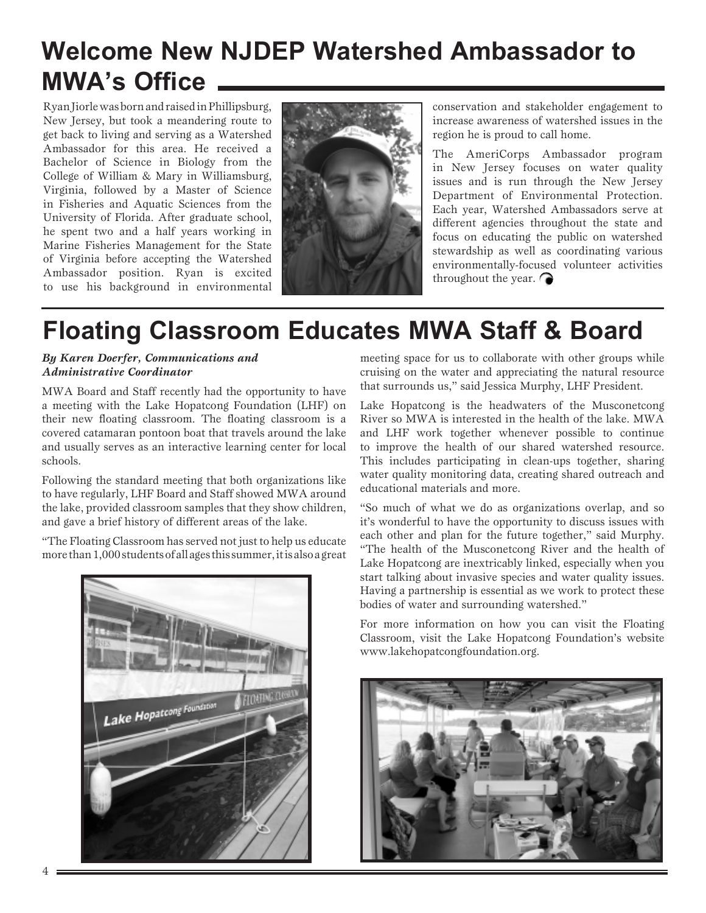# Welcome New NJDEP Watershed Ambassador to MWA's Office

Ryan Jiorle was born and raised in Phillipsburg, New Jersey, but took a meandering route to get back to living and serving as a Watershed Ambassador for this area. He received a Bachelor of Science in Biology from the College of William & Mary in Williamsburg, Virginia, followed by a Master of Science in Fisheries and Aquatic Sciences from the University of Florida. After graduate school, he spent two and a half years working in Marine Fisheries Management for the State of Virginia before accepting the Watershed Ambassador position. Ryan is excited to use his background in environmental conservation and stakeholder engagement to increase awareness of watershed issues in the region he is proud to call home.

The AmeriCorps Ambassador program in New Jersey focuses on water quality issues and is run through the New Jersey Department of Environmental Protection. Each year, Watershed Ambassadors serve at different agencies throughout the state and focus on educating the public on watershed stewardship as well as coordinating various environmentally-focused volunteer activities throughout the year.

# Floating Classroom Educates MWA Staff & Board

***By Karen Doerfer, Communications and Administrative Coordinator***

MWA Board and Staff recently had the opportunity to have a meeting with the Lake Hopatcong Foundation (LHF) on their new floating classroom. The floating classroom is a covered catamaran pontoon boat that travels around the lake and usually serves as an interactive learning center for local schools.

Following the standard meeting that both organizations like to have regularly, LHF Board and Staff showed MWA around the lake, provided classroom samples that they show children, and gave a brief history of different areas of the lake.

"The Floating Classroom has served not just to help us educate more than 1,000 students of all ages this summer, it is also a great meeting space for us to collaborate with other groups while cruising on the water and appreciating the natural resource that surrounds us," said Jessica Murphy, LHF President.

Lake Hopatcong is the headwaters of the Musconetcong River so MWA is interested in the health of the lake. MWA and LHF work together whenever possible to continue to improve the health of our shared watershed resource. This includes participating in clean-ups together, sharing water quality monitoring data, creating shared outreach and educational materials and more.

"So much of what we do as organizations overlap, and so it's wonderful to have the opportunity to discuss issues with each other and plan for the future together," said Murphy. "The health of the Musconetcong River and the health of Lake Hopatcong are inextricably linked, especially when you start talking about invasive species and water quality issues. Having a partnership is essential as we work to protect these bodies of water and surrounding watershed."

For more information on how you can visit the Floating Classroom, visit the Lake Hopatcong Foundation's website www.lakehopatcongfoundation.org.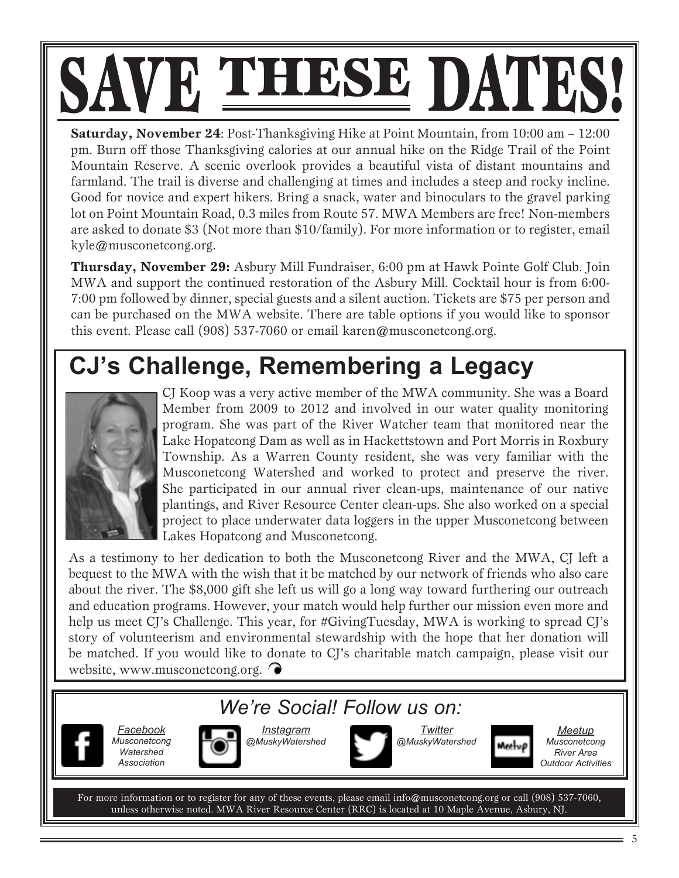# SAVE THESE DATES!

**Saturday, November 24**: Post-Thanksgiving Hike at Point Mountain, from 10:00 am – 12:00 pm. Burn off those Thanksgiving calories at our annual hike on the Ridge Trail of the Point Mountain Reserve. A scenic overlook provides a beautiful vista of distant mountains and farmland. The trail is diverse and challenging at times and includes a steep and rocky incline. Good for novice and expert hikers. Bring a snack, water and binoculars to the gravel parking lot on Point Mountain Road, 0.3 miles from Route 57. MWA Members are free! Non-members are asked to donate $3 (Not more than $10/family). For more information or to register, email kyle@musconetcong.org.

**Thursday, November 29:** Asbury Mill Fundraiser, 6:00 pm at Hawk Pointe Golf Club. Join MWA and support the continued restoration of the Asbury Mill. Cocktail hour is from 6:00-7:00 pm followed by dinner, special guests and a silent auction. Tickets are $75 per person and can be purchased on the MWA website. There are table options if you would like to sponsor this event. Please call (908) 537-7060 or email karen@musconetcong.org.

## CJ's Challenge, Remembering a Legacy

CJ Koop was a very active member of the MWA community. She was a Board Member from 2009 to 2012 and involved in our water quality monitoring program. She was part of the River Watcher team that monitored near the Lake Hopatcong Dam as well as in Hackettstown and Port Morris in Roxbury Township. As a Warren County resident, she was very familiar with the Musconetcong Watershed and worked to protect and preserve the river. She participated in our annual river clean-ups, maintenance of our native plantings, and River Resource Center clean-ups. She also worked on a special project to place underwater data loggers in the upper Musconetcong between Lakes Hopatcong and Musconetcong.

As a testimony to her dedication to both the Musconetcong River and the MWA, CJ left a bequest to the MWA with the wish that it be matched by our network of friends who also care about the river. The $8,000 gift she left us will go a long way toward furthering our outreach and education programs. However, your match would help further our mission even more and help us meet CJ's Challenge. This year, for #GivingTuesday, MWA is working to spread CJ's story of volunteerism and environmental stewardship with the hope that her donation will be matched. If you would like to donate to CJ's charitable match campaign, please visit our website, www.musconetcong.org.

## *We're Social! Follow us on:*

- *Facebook* — *Musconetcong Watershed Association*
- *Instagram* — *@MuskyWatershed*
- *Twitter* — *@MuskyWatershed*
- *Meetup* — *Musconetcong River Area Outdoor Activities*

For more information or to register for any of these events, please email info@musconetcong.org or call (908) 537-7060, unless otherwise noted. MWA River Resource Center (RRC) is located at 10 Maple Avenue, Asbury, NJ.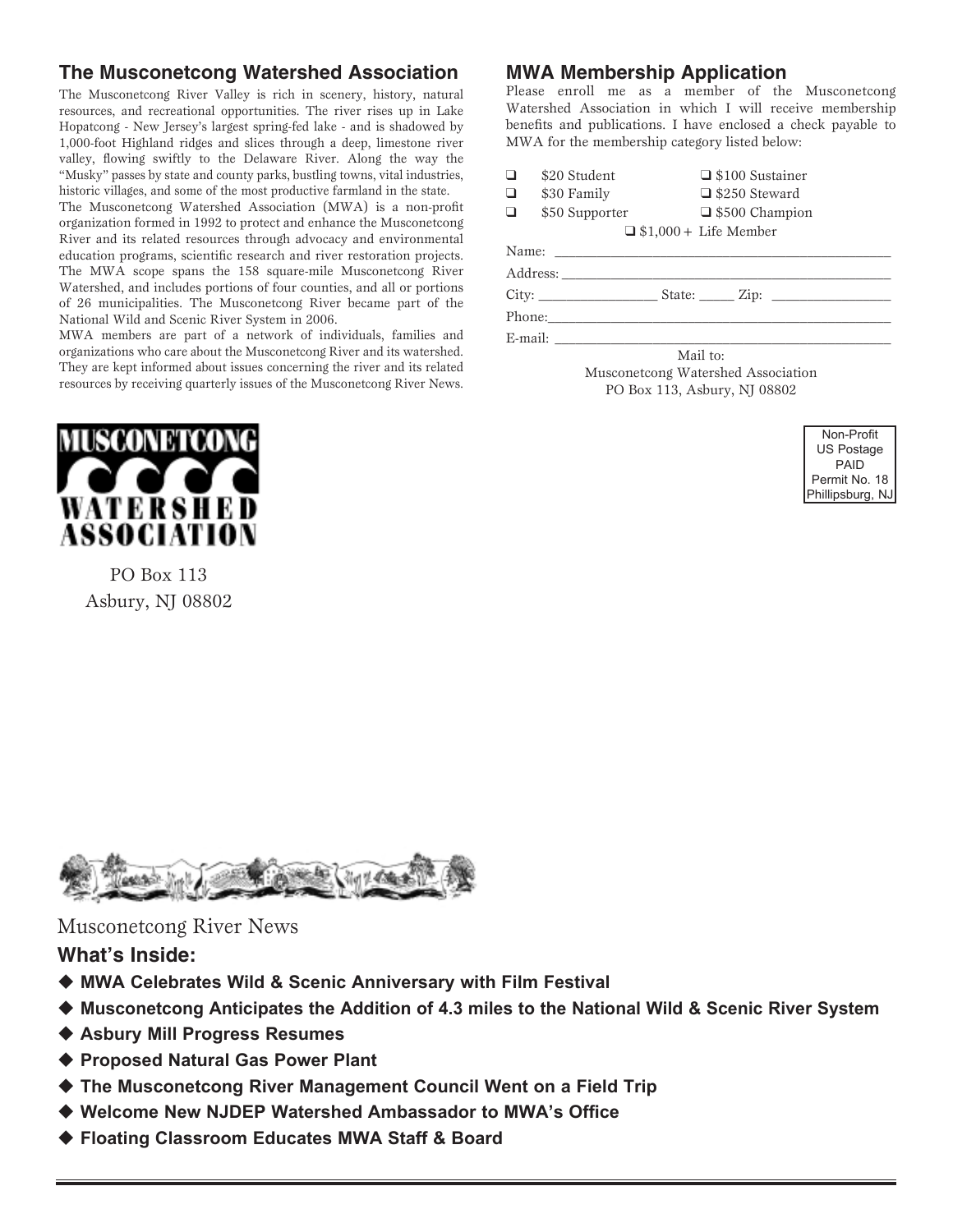## The Musconetcong Watershed Association

The Musconetcong River Valley is rich in scenery, history, natural resources, and recreational opportunities. The river rises up in Lake Hopatcong - New Jersey's largest spring-fed lake - and is shadowed by 1,000-foot Highland ridges and slices through a deep, limestone river valley, flowing swiftly to the Delaware River. Along the way the "Musky" passes by state and county parks, bustling towns, vital industries, historic villages, and some of the most productive farmland in the state.

The Musconetcong Watershed Association (MWA) is a non-profit organization formed in 1992 to protect and enhance the Musconetcong River and its related resources through advocacy and environmental education programs, scientific research and river restoration projects. The MWA scope spans the 158 square-mile Musconetcong River Watershed, and includes portions of four counties, and all or portions of 26 municipalities. The Musconetcong River became part of the National Wild and Scenic River System in 2006.

MWA members are part of a network of individuals, families and organizations who care about the Musconetcong River and its watershed. They are kept informed about issues concerning the river and its related resources by receiving quarterly issues of the Musconetcong River News.

## MWA Membership Application

Please enroll me as a member of the Musconetcong Watershed Association in which I will receive membership benefits and publications. I have enclosed a check payable to MWA for the membership category listed below:

- ❑ $20 Student
- ❑ $30 Family
- ❑ $50 Supporter
- ❑ $100 Sustainer
- ❑ $250 Steward
- ❑ $500 Champion
- ❑ $1,000 + Life Member

Name: ___________________________________________

Address: _________________________________________

City: _______________ State: _____ Zip: ______________

Phone: ___________________________________________

E-mail: ___________________________________________

Mail to:
Musconetcong Watershed Association
PO Box 113, Asbury, NJ 08802

Non-Profit
US Postage
PAID
Permit No. 18
Phillipsburg, NJ

MUSCONETCONG WATERSHED ASSOCIATION

PO Box 113
Asbury, NJ 08802

Musconetcong River News

### What's Inside:

- ◆ **MWA Celebrates Wild & Scenic Anniversary with Film Festival**
- ◆ **Musconetcong Anticipates the Addition of 4.3 miles to the National Wild & Scenic River System**
- ◆ **Asbury Mill Progress Resumes**
- ◆ **Proposed Natural Gas Power Plant**
- ◆ **The Musconetcong River Management Council Went on a Field Trip**
- ◆ **Welcome New NJDEP Watershed Ambassador to MWA's Office**
- ◆ **Floating Classroom Educates MWA Staff & Board**